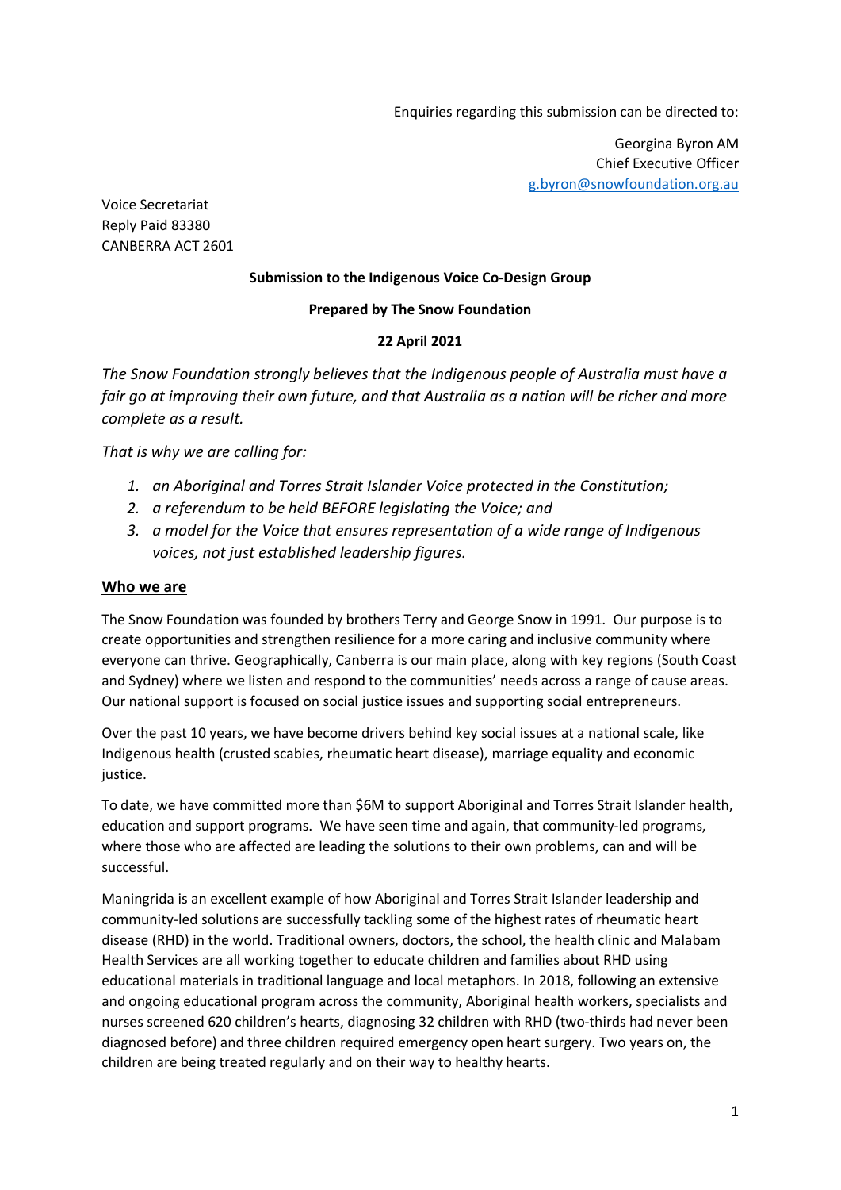Enquiries regarding this submission can be directed to:

Georgina Byron AM
Chief Executive Officer
g.byron@snowfoundation.org.au

Voice Secretariat
Reply Paid 83380
CANBERRA ACT 2601

**Submission to the Indigenous Voice Co-Design Group**

**Prepared by The Snow Foundation**

**22 April 2021**

*The Snow Foundation strongly believes that the Indigenous people of Australia must have a fair go at improving their own future, and that Australia as a nation will be richer and more complete as a result.*

*That is why we are calling for:*

1. *an Aboriginal and Torres Strait Islander Voice protected in the Constitution;*
2. *a referendum to be held BEFORE legislating the Voice; and*
3. *a model for the Voice that ensures representation of a wide range of Indigenous voices, not just established leadership figures.*

## Who we are

The Snow Foundation was founded by brothers Terry and George Snow in 1991. Our purpose is to create opportunities and strengthen resilience for a more caring and inclusive community where everyone can thrive. Geographically, Canberra is our main place, along with key regions (South Coast and Sydney) where we listen and respond to the communities' needs across a range of cause areas. Our national support is focused on social justice issues and supporting social entrepreneurs.

Over the past 10 years, we have become drivers behind key social issues at a national scale, like Indigenous health (crusted scabies, rheumatic heart disease), marriage equality and economic justice.

To date, we have committed more than $6M to support Aboriginal and Torres Strait Islander health, education and support programs. We have seen time and again, that community-led programs, where those who are affected are leading the solutions to their own problems, can and will be successful.

Maningrida is an excellent example of how Aboriginal and Torres Strait Islander leadership and community-led solutions are successfully tackling some of the highest rates of rheumatic heart disease (RHD) in the world. Traditional owners, doctors, the school, the health clinic and Malabam Health Services are all working together to educate children and families about RHD using educational materials in traditional language and local metaphors. In 2018, following an extensive and ongoing educational program across the community, Aboriginal health workers, specialists and nurses screened 620 children's hearts, diagnosing 32 children with RHD (two-thirds had never been diagnosed before) and three children required emergency open heart surgery. Two years on, the children are being treated regularly and on their way to healthy hearts.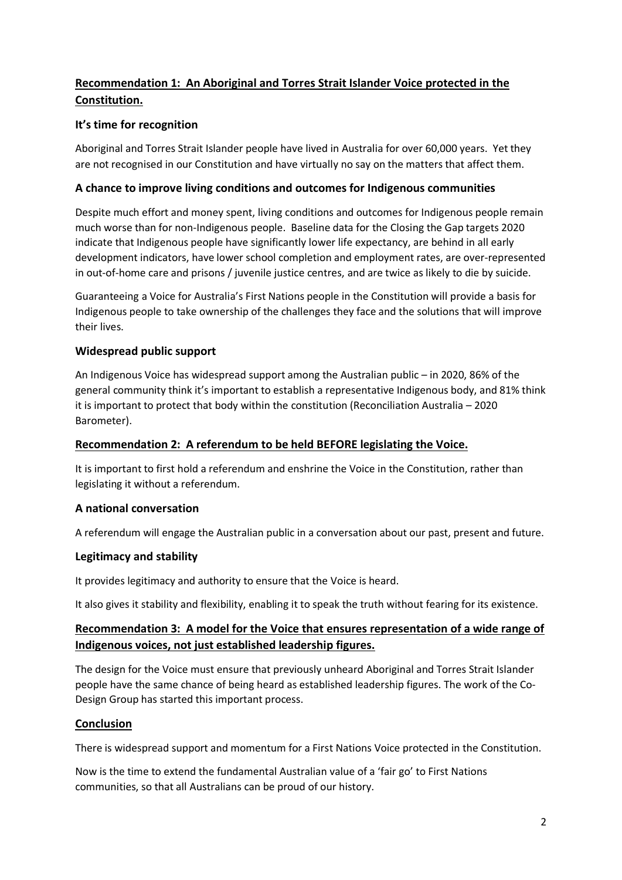## **Recommendation 1: An Aboriginal and Torres Strait Islander Voice protected in the Constitution.**

### It's time for recognition

Aboriginal and Torres Strait Islander people have lived in Australia for over 60,000 years. Yet they are not recognised in our Constitution and have virtually no say on the matters that affect them.

### A chance to improve living conditions and outcomes for Indigenous communities

Despite much effort and money spent, living conditions and outcomes for Indigenous people remain much worse than for non-Indigenous people. Baseline data for the Closing the Gap targets 2020 indicate that Indigenous people have significantly lower life expectancy, are behind in all early development indicators, have lower school completion and employment rates, are over-represented in out-of-home care and prisons / juvenile justice centres, and are twice as likely to die by suicide.

Guaranteeing a Voice for Australia's First Nations people in the Constitution will provide a basis for Indigenous people to take ownership of the challenges they face and the solutions that will improve their lives.

### Widespread public support

An Indigenous Voice has widespread support among the Australian public – in 2020, 86% of the general community think it's important to establish a representative Indigenous body, and 81% think it is important to protect that body within the constitution (Reconciliation Australia – 2020 Barometer).

## **Recommendation 2: A referendum to be held BEFORE legislating the Voice.**

It is important to first hold a referendum and enshrine the Voice in the Constitution, rather than legislating it without a referendum.

### A national conversation

A referendum will engage the Australian public in a conversation about our past, present and future.

### Legitimacy and stability

It provides legitimacy and authority to ensure that the Voice is heard.

It also gives it stability and flexibility, enabling it to speak the truth without fearing for its existence.

## **Recommendation 3: A model for the Voice that ensures representation of a wide range of Indigenous voices, not just established leadership figures.**

The design for the Voice must ensure that previously unheard Aboriginal and Torres Strait Islander people have the same chance of being heard as established leadership figures. The work of the Co-Design Group has started this important process.

## **Conclusion**

There is widespread support and momentum for a First Nations Voice protected in the Constitution.

Now is the time to extend the fundamental Australian value of a 'fair go' to First Nations communities, so that all Australians can be proud of our history.